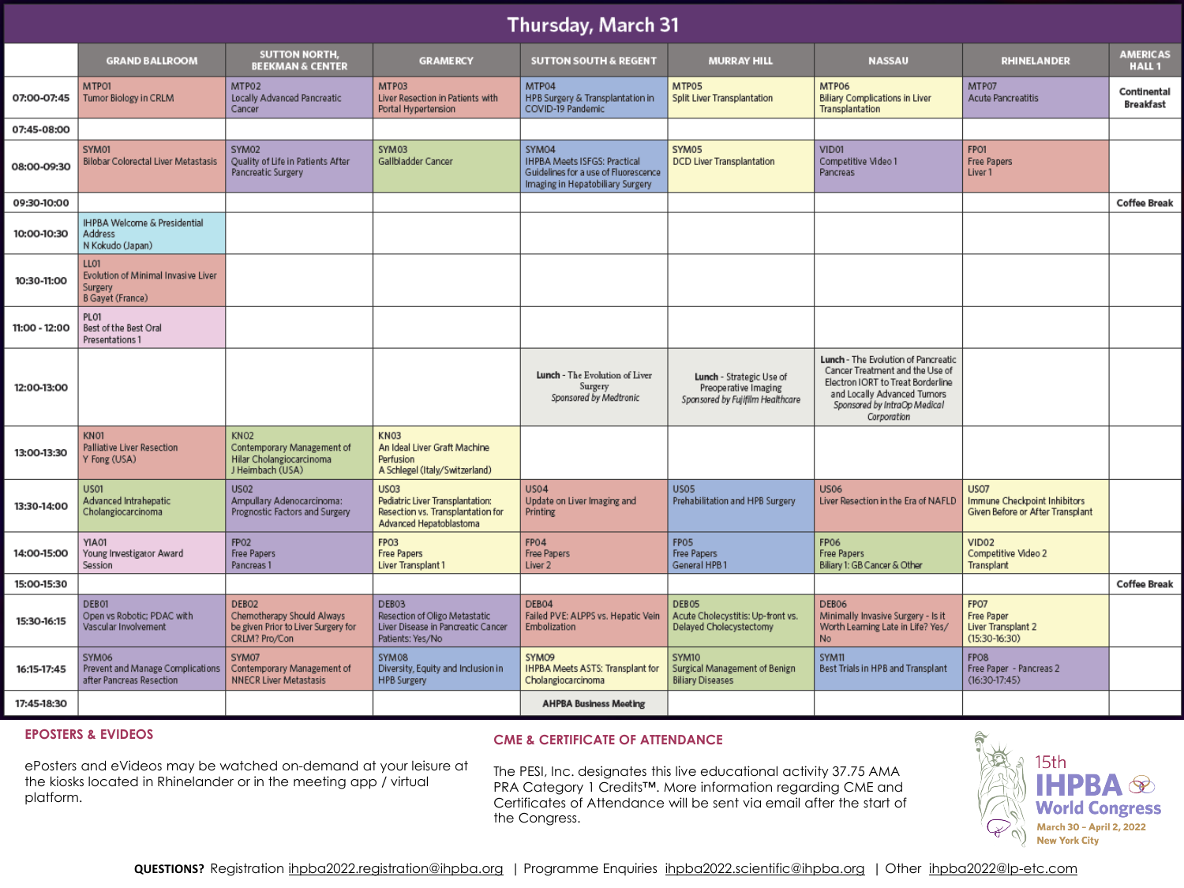# Thursday, March 31

| | GRAND BALLROOM | SUTTON NORTH, BEEKMAN & CENTER | GRAMERCY | SUTTON SOUTH & REGENT | MURRAY HILL | NASSAU | RHINELANDER | AMERICAS HALL 1 |
|---|---|---|---|---|---|---|---|---|
| 07:00-07:45 | MTP01 Tumor Biology in CRLM | MTP02 Locally Advanced Pancreatic Cancer | MTP03 Liver Resection in Patients with Portal Hypertension | MTP04 HPB Surgery & Transplantation in COVID-19 Pandemic | MTP05 Split Liver Transplantation | MTP06 Biliary Complications in Liver Transplantation | MTP07 Acute Pancreatitis | Continental Breakfast |
| 07:45-08:00 | | | | | | | | |
| 08:00-09:30 | SYM01 Bilobar Colorectal Liver Metastasis | SYM02 Quality of Life in Patients After Pancreatic Surgery | SYM03 Gallbladder Cancer | SYM04 IHPBA Meets ISFGS: Practical Guidelines for a use of Fluorescence Imaging in Hepatobiliary Surgery | SYM05 DCD Liver Transplantation | VID01 Competitive Video 1 Pancreas | FP01 Free Papers Liver 1 | |
| 09:30-10:00 | | | | | | | | Coffee Break |
| 10:00-10:30 | IHPBA Welcome & Presidential Address N Kokudo (Japan) | | | | | | | |
| 10:30-11:00 | LL01 Evolution of Minimal Invasive Liver Surgery B Gayet (France) | | | | | | | |
| 11:00 - 12:00 | PL01 Best of the Best Oral Presentations 1 | | | | | | | |
| 12:00-13:00 | | | | **Lunch** - The Evolution of Liver Surgery *Sponsored by Medtronic* | **Lunch** - Strategic Use of Preoperative Imaging *Sponsored by Fujifilm Healthcare* | **Lunch** - The Evolution of Pancreatic Cancer Treatment and the Use of Electron IORT to Treat Borderline and Locally Advanced Tumors *Sponsored by IntraOp Medical Corporation* | | |
| 13:00-13:30 | KN01 Palliative Liver Resection Y Fong (USA) | KN02 Contemporary Management of Hilar Cholangiocarcinoma J Heimbach (USA) | KN03 An Ideal Liver Graft Machine Perfusion A Schlegel (Italy/Switzerland) | | | | | |
| 13:30-14:00 | US01 Advanced Intrahepatic Cholangiocarcinoma | US02 Ampullary Adenocarcinoma: Prognostic Factors and Surgery | US03 Pediatric Liver Transplantation: Resection vs. Transplantation for Advanced Hepatoblastoma | US04 Update on Liver Imaging and Printing | US05 Prehabilitation and HPB Surgery | US06 Liver Resection in the Era of NAFLD | US07 Immune Checkpoint Inhibitors Given Before or After Transplant | |
| 14:00-15:00 | YIA01 Young Investigator Award Session | FP02 Free Papers Pancreas 1 | FP03 Free Papers Liver Transplant 1 | FP04 Free Papers Liver 2 | FP05 Free Papers General HPB 1 | FP06 Free Papers Biliary 1: GB Cancer & Other | VID02 Competitive Video 2 Transplant | |
| 15:00-15:30 | | | | | | | | Coffee Break |
| 15:30-16:15 | DEB01 Open vs Robotic: PDAC with Vascular Involvement | DEB02 Chemotherapy Should Always be given Prior to Liver Surgery for CRLM? Pro/Con | DEB03 Resection of Oligo Metastatic Liver Disease in Pancreatic Cancer Patients: Yes/No | DEB04 Failed PVE: ALPPS vs. Hepatic Vein Embolization | DEB05 Acute Cholecystitis: Up-front vs. Delayed Cholecystectomy | DEB06 Minimally Invasive Surgery - Is it Worth Learning Late in Life? Yes/No | FP07 Free Paper Liver Transplant 2 (15:30-16:30) | |
| 16:15-17:45 | SYM06 Prevent and Manage Complications after Pancreas Resection | SYM07 Contemporary Management of NNECR Liver Metastasis | SYM08 Diversity, Equity and Inclusion in HPB Surgery | SYM09 IHPBA Meets ASTS: Transplant for Cholangiocarcinoma | SYM10 Surgical Management of Benign Biliary Diseases | SYM11 Best Trials in HPB and Transplant | FP08 Free Paper - Pancreas 2 (16:30-17:45) | |
| 17:45-18:30 | | | | AHPBA Business Meeting | | | | |

## EPOSTERS & EVIDEOS

ePosters and eVideos may be watched on-demand at your leisure at the kiosks located in Rhinelander or in the meeting app / virtual platform.

## CME & CERTIFICATE OF ATTENDANCE

The PESI, Inc. designates this live educational activity 37.75 AMA PRA Category 1 Credits™. More information regarding CME and Certificates of Attendance will be sent via email after the start of the Congress.

15th IHPBA World Congress
March 30 - April 2, 2022
New York City

**QUESTIONS?** Registration ihpba2022.registration@ihpba.org | Programme Enquiries ihpba2022.scientific@ihpba.org | Other ihpba2022@lp-etc.com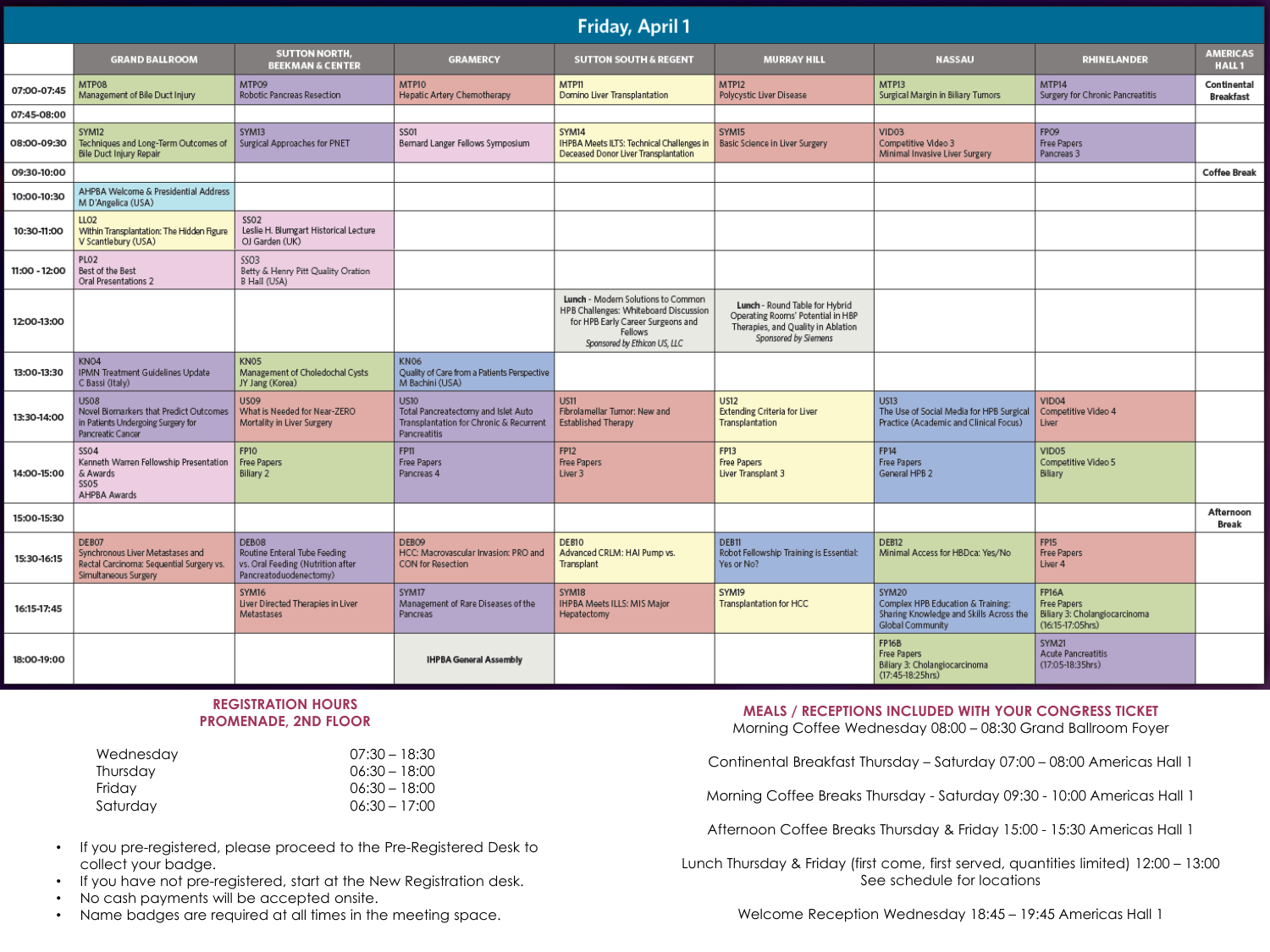# Friday, April 1

| | GRAND BALLROOM | SUTTON NORTH, BEEKMAN & CENTER | GRAMERCY | SUTTON SOUTH & REGENT | MURRAY HILL | NASSAU | RHINELANDER | AMERICAS HALL 1 |
|---|---|---|---|---|---|---|---|---|
| 07:00-07:45 | MTP08 Management of Bile Duct Injury | MTP09 Robotic Pancreas Resection | MTP10 Hepatic Artery Chemotherapy | MTP11 Domino Liver Transplantation | MTP12 Polycystic Liver Disease | MTP13 Surgical Margin in Biliary Tumors | MTP14 Surgery for Chronic Pancreatitis | Continental Breakfast |
| 07:45-08:00 | | | | | | | | |
| 08:00-09:30 | SYM12 Techniques and Long-Term Outcomes of Bile Duct Injury Repair | SYM13 Surgical Approaches for PNET | SS01 Bernard Langer Fellows Symposium | SYM14 IHPBA Meets ILTS: Technical Challenges in Deceased Donor Liver Transplantation | SYM15 Basic Science in Liver Surgery | VID03 Competitive Video 3 Minimal Invasive Liver Surgery | FP09 Free Papers Pancreas 3 | |
| 09:30-10:00 | | | | | | | | Coffee Break |
| 10:00-10:30 | AHPBA Welcome & Presidential Address M D'Angelica (USA) | | | | | | | |
| 10:30-11:00 | LL02 Within Transplantation: The Hidden Figure V Scantlebury (USA) | SS02 Leslie H. Blumgart Historical Lecture OJ Garden (UK) | | | | | | |
| 11:00 - 12:00 | PL02 Best of the Best Oral Presentations 2 | SS03 Betty & Henry Pitt Quality Oration B Hall (USA) | | | | | | |
| 12:00-13:00 | | | | **Lunch** - Modern Solutions to Common HPB Challenges: Whiteboard Discussion for HPB Early Career Surgeons and Fellows *Sponsored by Ethicon US, LLC* | **Lunch** - Round Table for Hybrid Operating Rooms' Potential in HBP Therapies, and Quality in Ablation *Sponsored by Siemens* | | | |
| 13:00-13:30 | KN04 IPMN Treatment Guidelines Update C Bassi (Italy) | KN05 Management of Choledochal Cysts JY Jang (Korea) | KN06 Quality of Care from a Patients Perspective M Bachini (USA) | | | | | |
| 13:30-14:00 | US08 Novel Biomarkers that Predict Outcomes in Patients Undergoing Surgery for Pancreatic Cancer | US09 What is Needed for Near-ZERO Mortality in Liver Surgery | US10 Total Pancreatectomy and Islet Auto Transplantation for Chronic & Recurrent Pancreatitis | US11 Fibrolamellar Tumor: New and Established Therapy | US12 Extending Criteria for Liver Transplantation | US13 The Use of Social Media for HPB Surgical Practice (Academic and Clinical Focus) | VID04 Competitive Video 4 Liver | |
| 14:00-15:00 | SS04 Kenneth Warren Fellowship Presentation & Awards SS05 AHPBA Awards | FP10 Free Papers Biliary 2 | FP11 Free Papers Pancreas 4 | FP12 Free Papers Liver 3 | FP13 Free Papers Liver Transplant 3 | FP14 Free Papers General HPB 2 | VID05 Competitive Video 5 Biliary | |
| 15:00-15:30 | | | | | | | | Afternoon Break |
| 15:30-16:15 | DEB07 Synchronous Liver Metastases and Rectal Carcinoma: Sequential Surgery vs. Simultaneous Surgery | DEB08 Routine Enteral Tube Feeding vs. Oral Feeding (Nutrition after Pancreatoduodenectomy) | DEB09 HCC: Macrovascular Invasion: PRO and CON for Resection | DEB10 Advanced CRLM: HAI Pump vs. Transplant | DEB11 Robot Fellowship Training is Essential: Yes or No? | DEB12 Minimal Access for HBDca: Yes/No | FP15 Free Papers Liver 4 | |
| 16:15-17:45 | | SYM16 Liver Directed Therapies in Liver Metastases | SYM17 Management of Rare Diseases of the Pancreas | SYM18 IHPBA Meets ILLS: MIS Major Hepatectomy | SYM19 Transplantation for HCC | SYM20 Complex HPB Education & Training: Sharing Knowledge and Skills Across the Global Community | FP16A Free Papers Biliary 3: Cholangiocarcinoma (16:15-17:05hrs) | |
| 18:00-19:00 | | | IHPBA General Assembly | | | FP16B Free Papers Biliary 3: Cholangiocarcinoma (17:45-18:25hrs) | SYM21 Acute Pancreatitis (17:05-18:35hrs) | |

## REGISTRATION HOURS
## PROMENADE, 2ND FLOOR

| | |
|---|---|
| Wednesday | 07:30 – 18:30 |
| Thursday | 06:30 – 18:00 |
| Friday | 06:30 – 18:00 |
| Saturday | 06:30 – 17:00 |

- If you pre-registered, please proceed to the Pre-Registered Desk to collect your badge.
- If you have not pre-registered, start at the New Registration desk.
- No cash payments will be accepted onsite.
- Name badges are required at all times in the meeting space.

## MEALS / RECEPTIONS INCLUDED WITH YOUR CONGRESS TICKET

Morning Coffee Wednesday 08:00 – 08:30 Grand Ballroom Foyer

Continental Breakfast Thursday – Saturday 07:00 – 08:00 Americas Hall 1

Morning Coffee Breaks Thursday - Saturday 09:30 - 10:00 Americas Hall 1

Afternoon Coffee Breaks Thursday & Friday 15:00 - 15:30 Americas Hall 1

Lunch Thursday & Friday (first come, first served, quantities limited) 12:00 – 13:00
See schedule for locations

Welcome Reception Wednesday 18:45 – 19:45 Americas Hall 1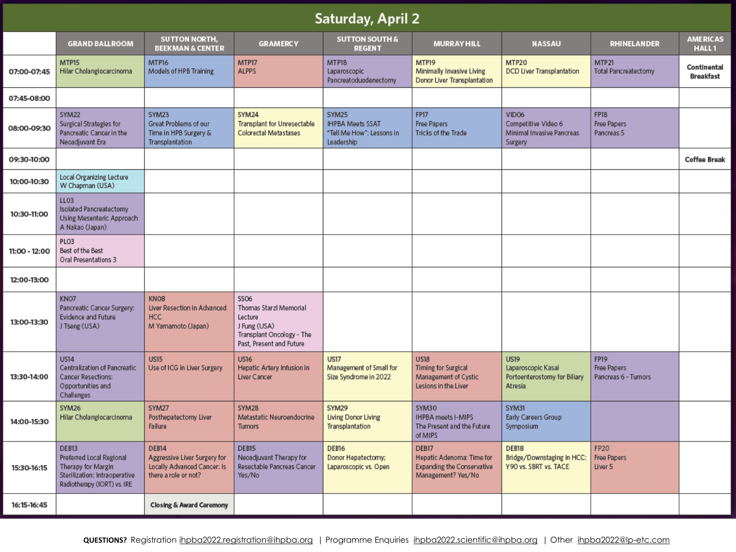# Saturday, April 2

| | GRAND BALLROOM | SUTTON NORTH, BEEKMAN & CENTER | GRAMERCY | SUTTON SOUTH & REGENT | MURRAY HILL | NASSAU | RHINELANDER | AMERICAS HALL 1 |
|---|---|---|---|---|---|---|---|---|
| 07:00-07:45 | MTP15 Hilar Cholangiocarcinoma | MTP16 Models of HPB Training | MTP17 ALPPS | MTP18 Laparoscopic Pancreatoduodenectomy | MTP19 Minimally Invasive Living Donor Liver Transplantation | MTP20 DCD Liver Transplantation | MTP21 Total Pancreatectomy | **Continental Breakfast** |
| 07:45-08:00 | | | | | | | | |
| 08:00-09:30 | SYM22 Surgical Strategies for Pancreatic Cancer in the Neoadjuvant Era | SYM23 Great Problems of our Time in HPB Surgery & Transplantation | SYM24 Transplant for Unresectable Colorectal Metastases | SYM25 IHPBA Meets SSAT "Tell Me How": Lessons in Leadership | FP17 Free Papers Tricks of the Trade | VID06 Competitive Video 6 Minimal Invasive Pancreas Surgery | FP18 Free Papers Pancreas 5 | |
| 09:30-10:00 | | | | | | | | **Coffee Break** |
| 10:00-10:30 | Local Organizing Lecture W Chapman (USA) | | | | | | | |
| 10:30-11:00 | LL03 Isolated Pancreatectomy Using Mesenteric Approach A Nakao (Japan) | | | | | | | |
| 11:00 - 12:00 | PL03 Best of the Best Oral Presentations 3 | | | | | | | |
| 12:00-13:00 | | | | | | | | |
| 13:00-13:30 | KN07 Pancreatic Cancer Surgery: Evidence and Future J Tseng (USA) | KN08 Liver Resection in Advanced HCC M Yamamoto (Japan) | SS06 Thomas Starzl Memorial Lecture J Fung (USA) Transplant Oncology - The Past, Present and Future | | | | | |
| 13:30-14:00 | US14 Centralization of Pancreatic Cancer Resections: Opportunities and Challenges | US15 Use of ICG in Liver Surgery | US16 Hepatic Artery Infusion in Liver Cancer | US17 Management of Small for Size Syndrome in 2022 | US18 Timing for Surgical Management of Cystic Lesions in the Liver | US19 Laparoscopic Kasai Portoenterostomy for Biliary Atresia | FP19 Free Papers Pancreas 6 - Tumors | |
| 14:00-15:30 | SYM26 Hilar Cholangiocarcinoma | SYM27 Posthepatectomy Liver Failure | SYM28 Metastatic Neuroendocrine Tumors | SYM29 Living Donor Living Transplantation | SYM30 IHPBA meets I-MIPS The Present and the Future of MIPS | SYM31 Early Careers Group Symposium | | |
| 15:30-16:15 | DEB13 Preferred Local Regional Therapy for Margin Sterilization: Intraoperative Radiotherapy (IORT) vs. IRE | DEB14 Aggressive Liver Surgery for Locally Advanced Cancer: Is there a role or not? | DEB15 Neoadjuvant Therapy for Resectable Pancreas Cancer Yes/No | DEB16 Donor Hepatectomy; Laparoscopic vs. Open | DEB17 Hepatic Adenoma: Time for Expanding the Conservative Management? Yes/No | DEB18 Bridge/Downstaging in HCC: Y90 vs. SBRT vs. TACE | FP20 Free Papers Liver 5 | |
| 16:15-16:45 | | **Closing & Award Ceremony** | | | | | | |

**QUESTIONS?** Registration ihpba2022.registration@ihpba.org | Programme Enquiries ihpba2022.scientific@ihpba.org | Other ihpba2022@lp-etc.com